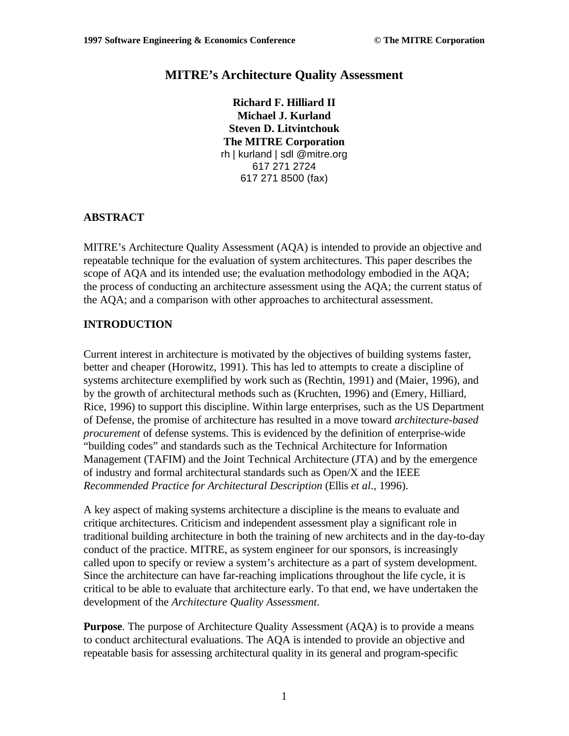# MITRE's Architecture Quality Assessment

**Richard F. Hilliard II**
**Michael J. Kurland**
**Steven D. Litvintchouk**
**The MITRE Corporation**
rh | kurland | sdl @mitre.org
617 271 2724
617 271 8500 (fax)

## ABSTRACT

MITRE's Architecture Quality Assessment (AQA) is intended to provide an objective and repeatable technique for the evaluation of system architectures. This paper describes the scope of AQA and its intended use; the evaluation methodology embodied in the AQA; the process of conducting an architecture assessment using the AQA; the current status of the AQA; and a comparison with other approaches to architectural assessment.

## INTRODUCTION

Current interest in architecture is motivated by the objectives of building systems faster, better and cheaper (Horowitz, 1991). This has led to attempts to create a discipline of systems architecture exemplified by work such as (Rechtin, 1991) and (Maier, 1996), and by the growth of architectural methods such as (Kruchten, 1996) and (Emery, Hilliard, Rice, 1996) to support this discipline. Within large enterprises, such as the US Department of Defense, the promise of architecture has resulted in a move toward *architecture-based procurement* of defense systems. This is evidenced by the definition of enterprise-wide "building codes" and standards such as the Technical Architecture for Information Management (TAFIM) and the Joint Technical Architecture (JTA) and by the emergence of industry and formal architectural standards such as Open/X and the IEEE *Recommended Practice for Architectural Description* (Ellis *et al*., 1996).

A key aspect of making systems architecture a discipline is the means to evaluate and critique architectures. Criticism and independent assessment play a significant role in traditional building architecture in both the training of new architects and in the day-to-day conduct of the practice. MITRE, as system engineer for our sponsors, is increasingly called upon to specify or review a system's architecture as a part of system development. Since the architecture can have far-reaching implications throughout the life cycle, it is critical to be able to evaluate that architecture early. To that end, we have undertaken the development of the *Architecture Quality Assessment*.

**Purpose**. The purpose of Architecture Quality Assessment (AQA) is to provide a means to conduct architectural evaluations. The AQA is intended to provide an objective and repeatable basis for assessing architectural quality in its general and program-specific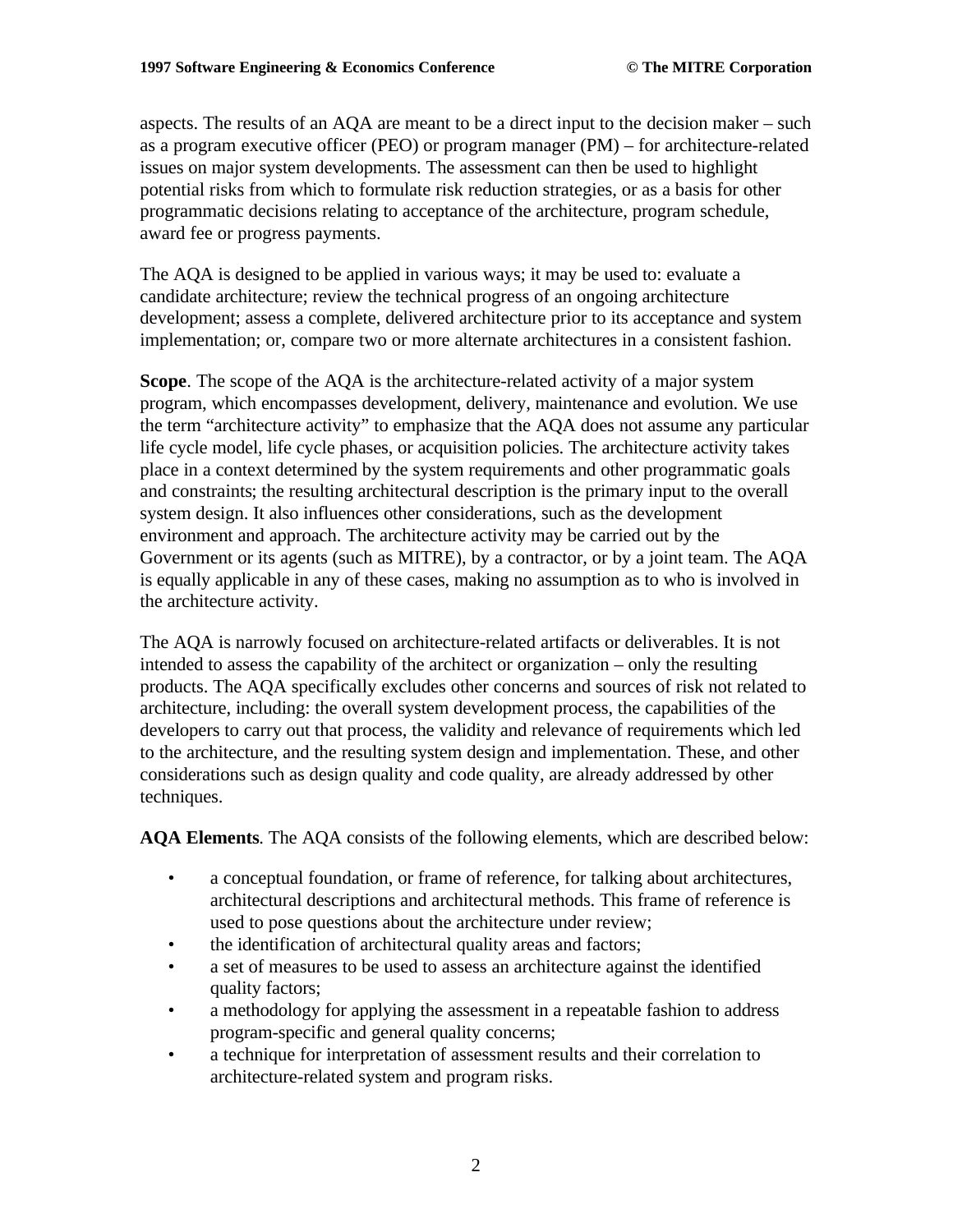aspects. The results of an AQA are meant to be a direct input to the decision maker – such as a program executive officer (PEO) or program manager (PM) – for architecture-related issues on major system developments. The assessment can then be used to highlight potential risks from which to formulate risk reduction strategies, or as a basis for other programmatic decisions relating to acceptance of the architecture, program schedule, award fee or progress payments.

The AQA is designed to be applied in various ways; it may be used to: evaluate a candidate architecture; review the technical progress of an ongoing architecture development; assess a complete, delivered architecture prior to its acceptance and system implementation; or, compare two or more alternate architectures in a consistent fashion.

**Scope**. The scope of the AQA is the architecture-related activity of a major system program, which encompasses development, delivery, maintenance and evolution. We use the term "architecture activity" to emphasize that the AQA does not assume any particular life cycle model, life cycle phases, or acquisition policies. The architecture activity takes place in a context determined by the system requirements and other programmatic goals and constraints; the resulting architectural description is the primary input to the overall system design. It also influences other considerations, such as the development environment and approach. The architecture activity may be carried out by the Government or its agents (such as MITRE), by a contractor, or by a joint team. The AQA is equally applicable in any of these cases, making no assumption as to who is involved in the architecture activity.

The AQA is narrowly focused on architecture-related artifacts or deliverables. It is not intended to assess the capability of the architect or organization – only the resulting products. The AQA specifically excludes other concerns and sources of risk not related to architecture, including: the overall system development process, the capabilities of the developers to carry out that process, the validity and relevance of requirements which led to the architecture, and the resulting system design and implementation. These, and other considerations such as design quality and code quality, are already addressed by other techniques.

**AQA Elements**. The AQA consists of the following elements, which are described below:

- a conceptual foundation, or frame of reference, for talking about architectures, architectural descriptions and architectural methods. This frame of reference is used to pose questions about the architecture under review;
- the identification of architectural quality areas and factors;
- a set of measures to be used to assess an architecture against the identified quality factors;
- a methodology for applying the assessment in a repeatable fashion to address program-specific and general quality concerns;
- a technique for interpretation of assessment results and their correlation to architecture-related system and program risks.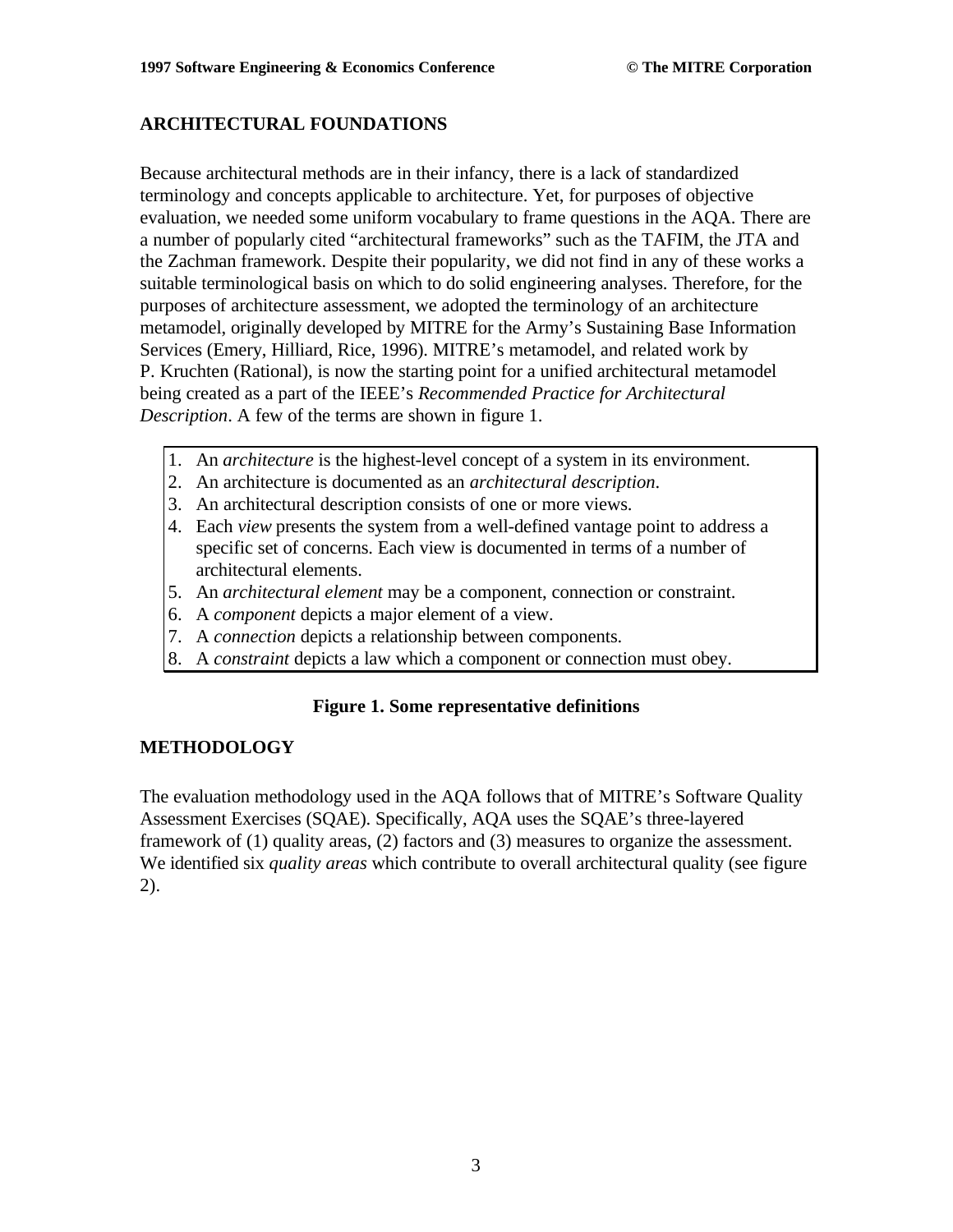## ARCHITECTURAL FOUNDATIONS

Because architectural methods are in their infancy, there is a lack of standardized terminology and concepts applicable to architecture. Yet, for purposes of objective evaluation, we needed some uniform vocabulary to frame questions in the AQA. There are a number of popularly cited "architectural frameworks" such as the TAFIM, the JTA and the Zachman framework. Despite their popularity, we did not find in any of these works a suitable terminological basis on which to do solid engineering analyses. Therefore, for the purposes of architecture assessment, we adopted the terminology of an architecture metamodel, originally developed by MITRE for the Army's Sustaining Base Information Services (Emery, Hilliard, Rice, 1996). MITRE's metamodel, and related work by P. Kruchten (Rational), is now the starting point for a unified architectural metamodel being created as a part of the IEEE's *Recommended Practice for Architectural Description*. A few of the terms are shown in figure 1.

1. An *architecture* is the highest-level concept of a system in its environment.
2. An architecture is documented as an *architectural description*.
3. An architectural description consists of one or more views.
4. Each *view* presents the system from a well-defined vantage point to address a specific set of concerns. Each view is documented in terms of a number of architectural elements.
5. An *architectural element* may be a component, connection or constraint.
6. A *component* depicts a major element of a view.
7. A *connection* depicts a relationship between components.
8. A *constraint* depicts a law which a component or connection must obey.

**Figure 1. Some representative definitions**

## METHODOLOGY

The evaluation methodology used in the AQA follows that of MITRE's Software Quality Assessment Exercises (SQAE). Specifically, AQA uses the SQAE's three-layered framework of (1) quality areas, (2) factors and (3) measures to organize the assessment. We identified six *quality areas* which contribute to overall architectural quality (see figure 2).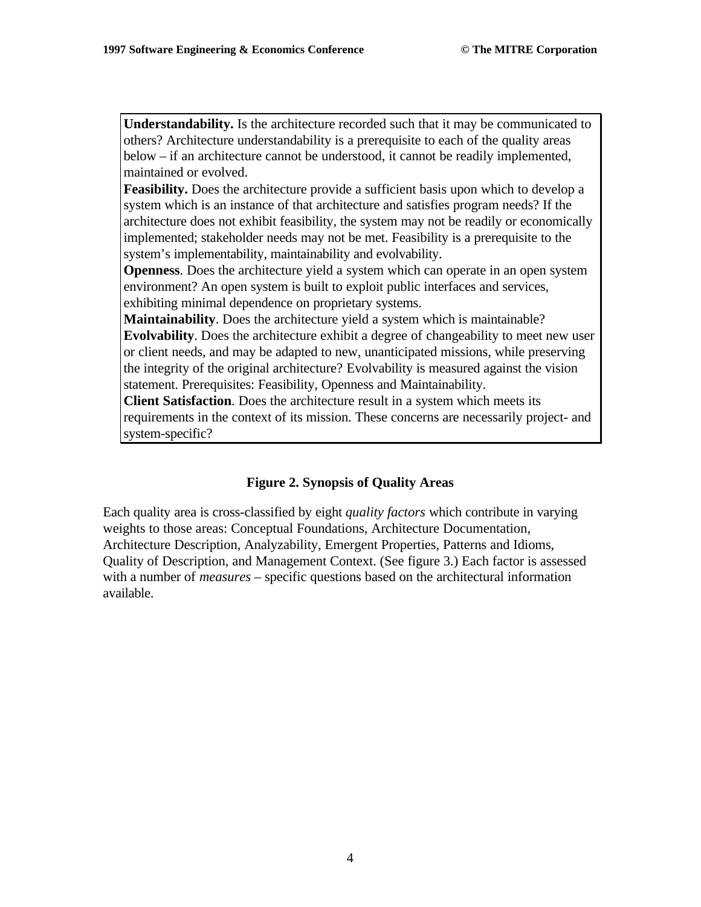**Understandability.** Is the architecture recorded such that it may be communicated to others? Architecture understandability is a prerequisite to each of the quality areas below – if an architecture cannot be understood, it cannot be readily implemented, maintained or evolved.

**Feasibility.** Does the architecture provide a sufficient basis upon which to develop a system which is an instance of that architecture and satisfies program needs? If the architecture does not exhibit feasibility, the system may not be readily or economically implemented; stakeholder needs may not be met. Feasibility is a prerequisite to the system's implementability, maintainability and evolvability.

**Openness**. Does the architecture yield a system which can operate in an open system environment? An open system is built to exploit public interfaces and services, exhibiting minimal dependence on proprietary systems.

**Maintainability**. Does the architecture yield a system which is maintainable?

**Evolvability**. Does the architecture exhibit a degree of changeability to meet new user or client needs, and may be adapted to new, unanticipated missions, while preserving the integrity of the original architecture? Evolvability is measured against the vision statement. Prerequisites: Feasibility, Openness and Maintainability.

**Client Satisfaction**. Does the architecture result in a system which meets its requirements in the context of its mission. These concerns are necessarily project- and system-specific?

**Figure 2. Synopsis of Quality Areas**

Each quality area is cross-classified by eight *quality factors* which contribute in varying weights to those areas: Conceptual Foundations, Architecture Documentation, Architecture Description, Analyzability, Emergent Properties, Patterns and Idioms, Quality of Description, and Management Context. (See figure 3.) Each factor is assessed with a number of *measures* – specific questions based on the architectural information available.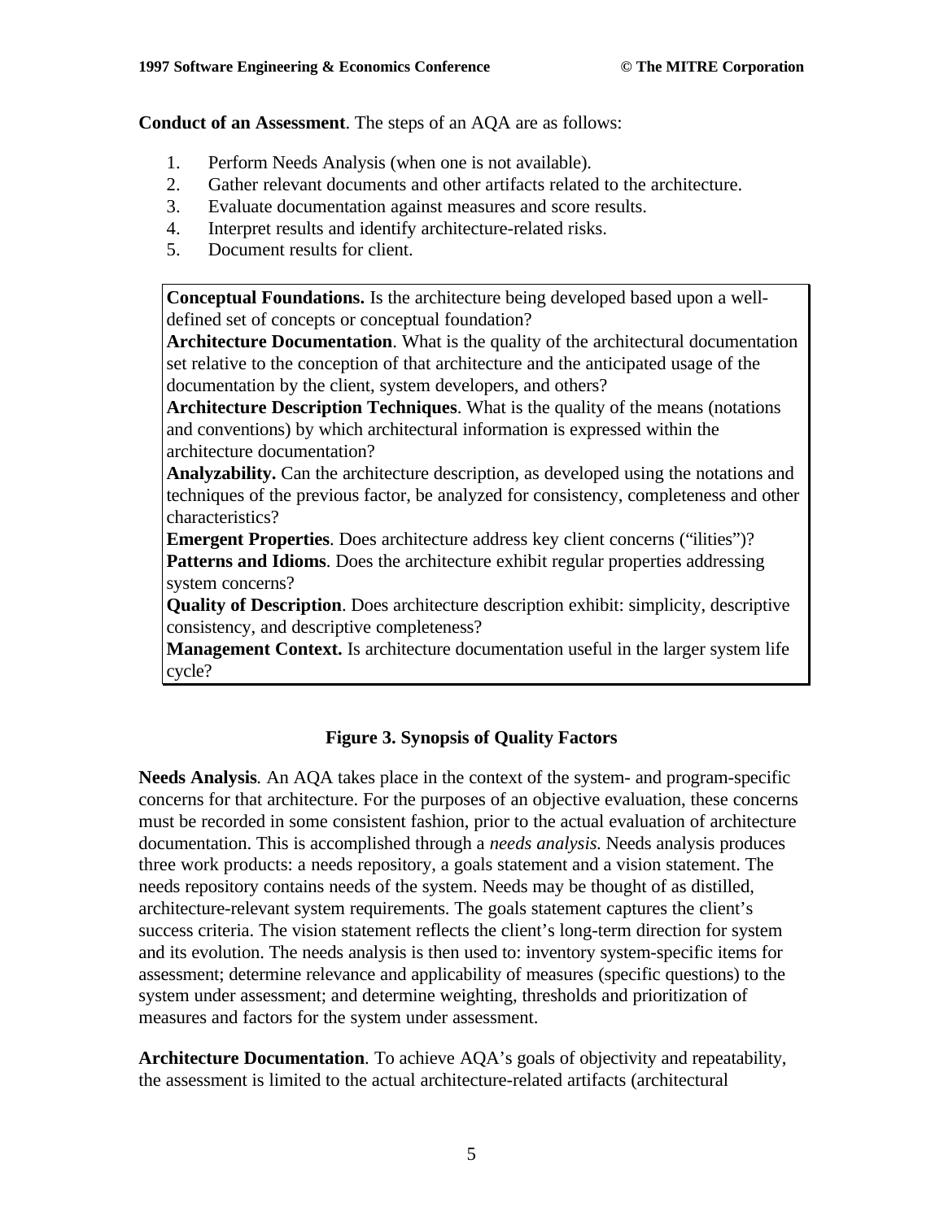**Conduct of an Assessment**. The steps of an AQA are as follows:

1. Perform Needs Analysis (when one is not available).
2. Gather relevant documents and other artifacts related to the architecture.
3. Evaluate documentation against measures and score results.
4. Interpret results and identify architecture-related risks.
5. Document results for client.

**Conceptual Foundations.** Is the architecture being developed based upon a well-defined set of concepts or conceptual foundation?
**Architecture Documentation**. What is the quality of the architectural documentation set relative to the conception of that architecture and the anticipated usage of the documentation by the client, system developers, and others?
**Architecture Description Techniques**. What is the quality of the means (notations and conventions) by which architectural information is expressed within the architecture documentation?
**Analyzability.** Can the architecture description, as developed using the notations and techniques of the previous factor, be analyzed for consistency, completeness and other characteristics?
**Emergent Properties**. Does architecture address key client concerns ("ilities")?
**Patterns and Idioms**. Does the architecture exhibit regular properties addressing system concerns?
**Quality of Description**. Does architecture description exhibit: simplicity, descriptive consistency, and descriptive completeness?
**Management Context.** Is architecture documentation useful in the larger system life cycle?

**Figure 3. Synopsis of Quality Factors**

**Needs Analysis***.* An AQA takes place in the context of the system- and program-specific concerns for that architecture. For the purposes of an objective evaluation, these concerns must be recorded in some consistent fashion, prior to the actual evaluation of architecture documentation. This is accomplished through a *needs analysis.* Needs analysis produces three work products: a needs repository, a goals statement and a vision statement. The needs repository contains needs of the system. Needs may be thought of as distilled, architecture-relevant system requirements. The goals statement captures the client's success criteria. The vision statement reflects the client's long-term direction for system and its evolution. The needs analysis is then used to: inventory system-specific items for assessment; determine relevance and applicability of measures (specific questions) to the system under assessment; and determine weighting, thresholds and prioritization of measures and factors for the system under assessment.

**Architecture Documentation***.* To achieve AQA's goals of objectivity and repeatability, the assessment is limited to the actual architecture-related artifacts (architectural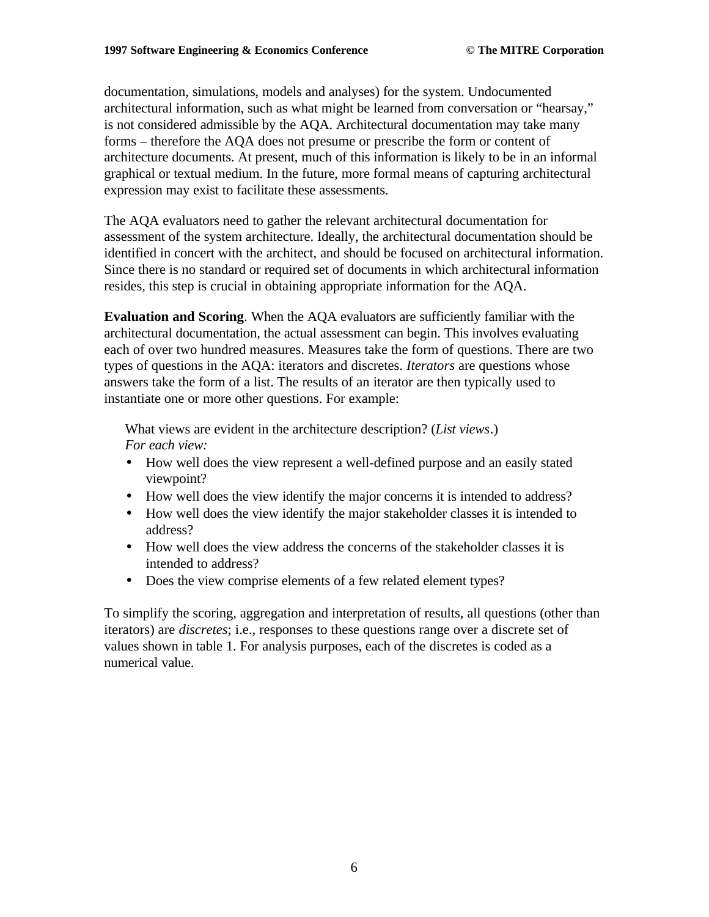documentation, simulations, models and analyses) for the system. Undocumented architectural information, such as what might be learned from conversation or "hearsay," is not considered admissible by the AQA. Architectural documentation may take many forms – therefore the AQA does not presume or prescribe the form or content of architecture documents. At present, much of this information is likely to be in an informal graphical or textual medium. In the future, more formal means of capturing architectural expression may exist to facilitate these assessments.

The AQA evaluators need to gather the relevant architectural documentation for assessment of the system architecture. Ideally, the architectural documentation should be identified in concert with the architect, and should be focused on architectural information. Since there is no standard or required set of documents in which architectural information resides, this step is crucial in obtaining appropriate information for the AQA.

**Evaluation and Scoring**. When the AQA evaluators are sufficiently familiar with the architectural documentation, the actual assessment can begin. This involves evaluating each of over two hundred measures. Measures take the form of questions. There are two types of questions in the AQA: iterators and discretes. *Iterators* are questions whose answers take the form of a list. The results of an iterator are then typically used to instantiate one or more other questions. For example:

> What views are evident in the architecture description? (*List views*.)
> *For each view:*
> - How well does the view represent a well-defined purpose and an easily stated viewpoint?
> - How well does the view identify the major concerns it is intended to address?
> - How well does the view identify the major stakeholder classes it is intended to address?
> - How well does the view address the concerns of the stakeholder classes it is intended to address?
> - Does the view comprise elements of a few related element types?

To simplify the scoring, aggregation and interpretation of results, all questions (other than iterators) are *discretes*; i.e., responses to these questions range over a discrete set of values shown in table 1. For analysis purposes, each of the discretes is coded as a numerical value.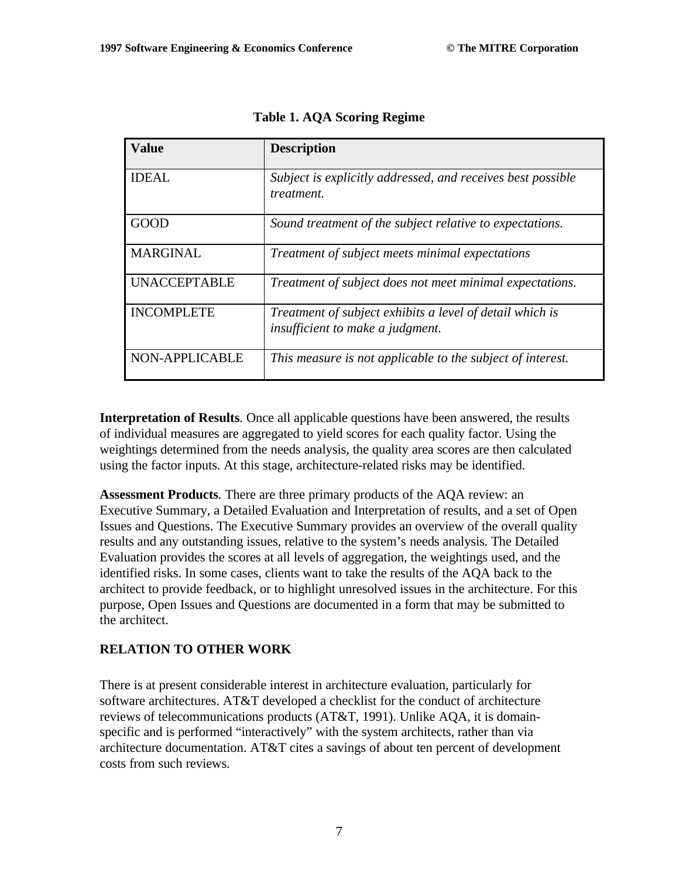**Table 1. AQA Scoring Regime**

| Value | Description |
|---|---|
| IDEAL | *Subject is explicitly addressed, and receives best possible treatment.* |
| GOOD | *Sound treatment of the subject relative to expectations.* |
| MARGINAL | *Treatment of subject meets minimal expectations* |
| UNACCEPTABLE | *Treatment of subject does not meet minimal expectations.* |
| INCOMPLETE | *Treatment of subject exhibits a level of detail which is insufficient to make a judgment.* |
| NON-APPLICABLE | *This measure is not applicable to the subject of interest.* |

**Interpretation of Results**. Once all applicable questions have been answered, the results of individual measures are aggregated to yield scores for each quality factor. Using the weightings determined from the needs analysis, the quality area scores are then calculated using the factor inputs. At this stage, architecture-related risks may be identified.

**Assessment Products**. There are three primary products of the AQA review: an Executive Summary, a Detailed Evaluation and Interpretation of results, and a set of Open Issues and Questions. The Executive Summary provides an overview of the overall quality results and any outstanding issues, relative to the system's needs analysis. The Detailed Evaluation provides the scores at all levels of aggregation, the weightings used, and the identified risks. In some cases, clients want to take the results of the AQA back to the architect to provide feedback, or to highlight unresolved issues in the architecture. For this purpose, Open Issues and Questions are documented in a form that may be submitted to the architect.

## RELATION TO OTHER WORK

There is at present considerable interest in architecture evaluation, particularly for software architectures. AT&T developed a checklist for the conduct of architecture reviews of telecommunications products (AT&T, 1991). Unlike AQA, it is domain-specific and is performed "interactively" with the system architects, rather than via architecture documentation. AT&T cites a savings of about ten percent of development costs from such reviews.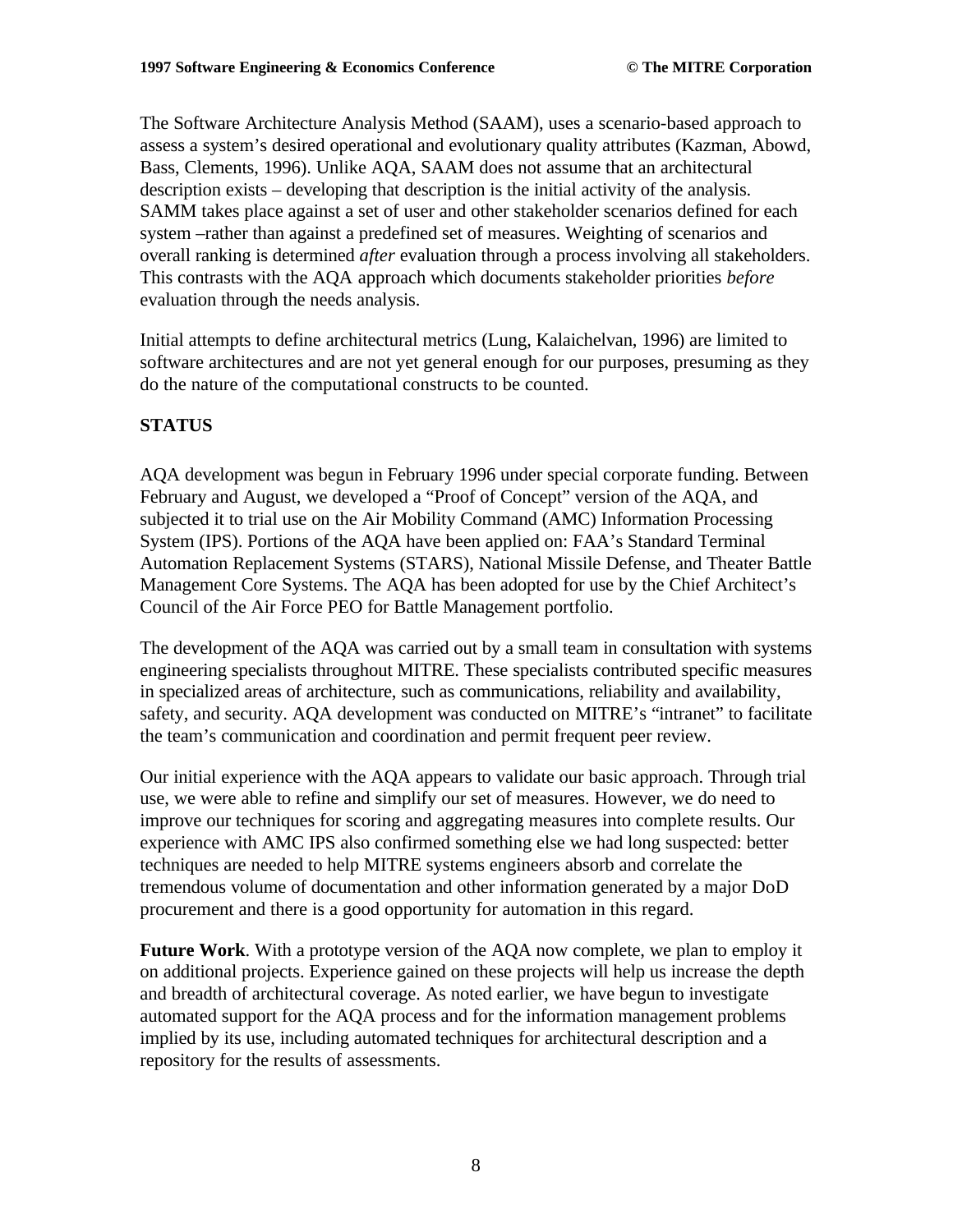The Software Architecture Analysis Method (SAAM), uses a scenario-based approach to assess a system's desired operational and evolutionary quality attributes (Kazman, Abowd, Bass, Clements, 1996). Unlike AQA, SAAM does not assume that an architectural description exists – developing that description is the initial activity of the analysis. SAMM takes place against a set of user and other stakeholder scenarios defined for each system –rather than against a predefined set of measures. Weighting of scenarios and overall ranking is determined *after* evaluation through a process involving all stakeholders. This contrasts with the AQA approach which documents stakeholder priorities *before* evaluation through the needs analysis.

Initial attempts to define architectural metrics (Lung, Kalaichelvan, 1996) are limited to software architectures and are not yet general enough for our purposes, presuming as they do the nature of the computational constructs to be counted.

## STATUS

AQA development was begun in February 1996 under special corporate funding. Between February and August, we developed a "Proof of Concept" version of the AQA, and subjected it to trial use on the Air Mobility Command (AMC) Information Processing System (IPS). Portions of the AQA have been applied on: FAA's Standard Terminal Automation Replacement Systems (STARS), National Missile Defense, and Theater Battle Management Core Systems. The AQA has been adopted for use by the Chief Architect's Council of the Air Force PEO for Battle Management portfolio.

The development of the AQA was carried out by a small team in consultation with systems engineering specialists throughout MITRE. These specialists contributed specific measures in specialized areas of architecture, such as communications, reliability and availability, safety, and security. AQA development was conducted on MITRE's "intranet" to facilitate the team's communication and coordination and permit frequent peer review.

Our initial experience with the AQA appears to validate our basic approach. Through trial use, we were able to refine and simplify our set of measures. However, we do need to improve our techniques for scoring and aggregating measures into complete results. Our experience with AMC IPS also confirmed something else we had long suspected: better techniques are needed to help MITRE systems engineers absorb and correlate the tremendous volume of documentation and other information generated by a major DoD procurement and there is a good opportunity for automation in this regard.

**Future Work**. With a prototype version of the AQA now complete, we plan to employ it on additional projects. Experience gained on these projects will help us increase the depth and breadth of architectural coverage. As noted earlier, we have begun to investigate automated support for the AQA process and for the information management problems implied by its use, including automated techniques for architectural description and a repository for the results of assessments.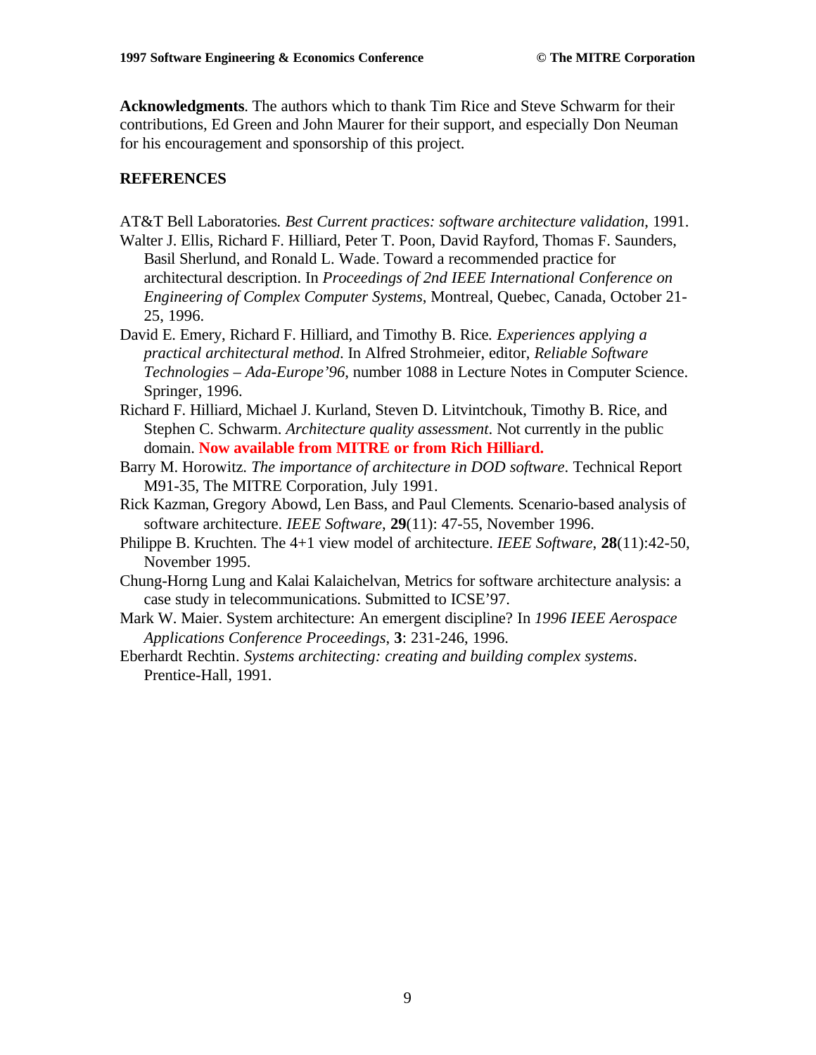**Acknowledgments**. The authors which to thank Tim Rice and Steve Schwarm for their contributions, Ed Green and John Maurer for their support, and especially Don Neuman for his encouragement and sponsorship of this project.

## REFERENCES

AT&T Bell Laboratories. *Best Current practices: software architecture validation*, 1991.

Walter J. Ellis, Richard F. Hilliard, Peter T. Poon, David Rayford, Thomas F. Saunders, Basil Sherlund, and Ronald L. Wade. Toward a recommended practice for architectural description. In *Proceedings of 2nd IEEE International Conference on Engineering of Complex Computer Systems*, Montreal, Quebec, Canada, October 21-25, 1996.

David E. Emery, Richard F. Hilliard, and Timothy B. Rice. *Experiences applying a practical architectural method*. In Alfred Strohmeier, editor, *Reliable Software Technologies – Ada-Europe'96*, number 1088 in Lecture Notes in Computer Science. Springer, 1996.

Richard F. Hilliard, Michael J. Kurland, Steven D. Litvintchouk, Timothy B. Rice, and Stephen C. Schwarm. *Architecture quality assessment*. Not currently in the public domain. **Now available from MITRE or from Rich Hilliard.**

Barry M. Horowitz. *The importance of architecture in DOD software*. Technical Report M91-35, The MITRE Corporation, July 1991.

Rick Kazman, Gregory Abowd, Len Bass, and Paul Clements. Scenario-based analysis of software architecture. *IEEE Software*, **29**(11): 47-55, November 1996.

Philippe B. Kruchten. The 4+1 view model of architecture. *IEEE Software*, **28**(11):42-50, November 1995.

Chung-Horng Lung and Kalai Kalaichelvan, Metrics for software architecture analysis: a case study in telecommunications. Submitted to ICSE'97.

Mark W. Maier. System architecture: An emergent discipline? In *1996 IEEE Aerospace Applications Conference Proceedings*, **3**: 231-246, 1996.

Eberhardt Rechtin. *Systems architecting: creating and building complex systems*. Prentice-Hall, 1991.